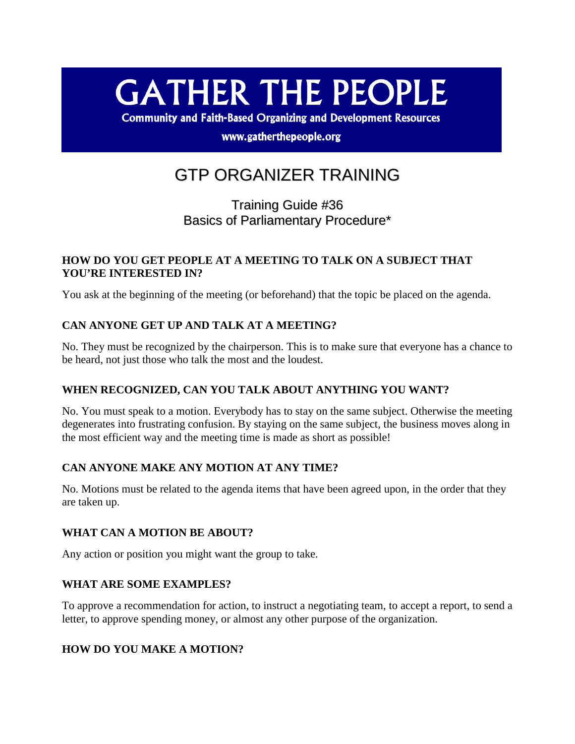# GATHER THE PEOPLE

**Community and Faith-Based Organizing and Development Resources**

**www.gatherthepeople.org**

## GTP ORGANIZER TRAINING

### Training Guide #36
### Basics of Parliamentary Procedure*

**HOW DO YOU GET PEOPLE AT A MEETING TO TALK ON A SUBJECT THAT YOU'RE INTERESTED IN?**

You ask at the beginning of the meeting (or beforehand) that the topic be placed on the agenda.

**CAN ANYONE GET UP AND TALK AT A MEETING?**

No. They must be recognized by the chairperson. This is to make sure that everyone has a chance to be heard, not just those who talk the most and the loudest.

**WHEN RECOGNIZED, CAN YOU TALK ABOUT ANYTHING YOU WANT?**

No. You must speak to a motion. Everybody has to stay on the same subject. Otherwise the meeting degenerates into frustrating confusion. By staying on the same subject, the business moves along in the most efficient way and the meeting time is made as short as possible!

**CAN ANYONE MAKE ANY MOTION AT ANY TIME?**

No. Motions must be related to the agenda items that have been agreed upon, in the order that they are taken up.

**WHAT CAN A MOTION BE ABOUT?**

Any action or position you might want the group to take.

**WHAT ARE SOME EXAMPLES?**

To approve a recommendation for action, to instruct a negotiating team, to accept a report, to send a letter, to approve spending money, or almost any other purpose of the organization.

**HOW DO YOU MAKE A MOTION?**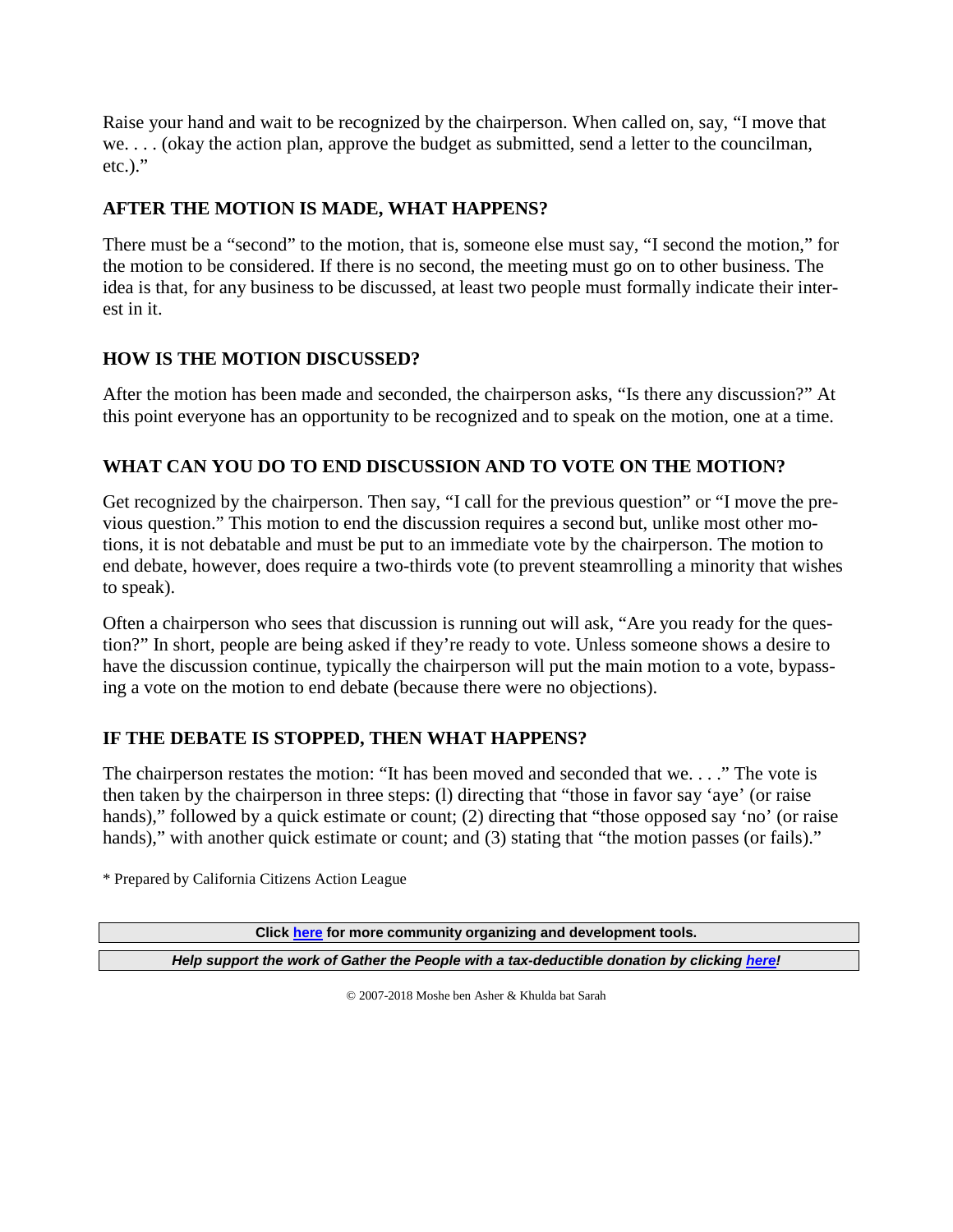Raise your hand and wait to be recognized by the chairperson. When called on, say, "I move that we. . . . (okay the action plan, approve the budget as submitted, send a letter to the councilman, etc.)."

### AFTER THE MOTION IS MADE, WHAT HAPPENS?

There must be a "second" to the motion, that is, someone else must say, "I second the motion," for the motion to be considered. If there is no second, the meeting must go on to other business. The idea is that, for any business to be discussed, at least two people must formally indicate their interest in it.

### HOW IS THE MOTION DISCUSSED?

After the motion has been made and seconded, the chairperson asks, "Is there any discussion?" At this point everyone has an opportunity to be recognized and to speak on the motion, one at a time.

### WHAT CAN YOU DO TO END DISCUSSION AND TO VOTE ON THE MOTION?

Get recognized by the chairperson. Then say, "I call for the previous question" or "I move the previous question." This motion to end the discussion requires a second but, unlike most other motions, it is not debatable and must be put to an immediate vote by the chairperson. The motion to end debate, however, does require a two-thirds vote (to prevent steamrolling a minority that wishes to speak).

Often a chairperson who sees that discussion is running out will ask, "Are you ready for the question?" In short, people are being asked if they're ready to vote. Unless someone shows a desire to have the discussion continue, typically the chairperson will put the main motion to a vote, bypassing a vote on the motion to end debate (because there were no objections).

### IF THE DEBATE IS STOPPED, THEN WHAT HAPPENS?

The chairperson restates the motion: "It has been moved and seconded that we. . . ." The vote is then taken by the chairperson in three steps: (l) directing that "those in favor say 'aye' (or raise hands)," followed by a quick estimate or count; (2) directing that "those opposed say 'no' (or raise hands)," with another quick estimate or count; and (3) stating that "the motion passes (or fails)."

* Prepared by California Citizens Action League

**Click here for more community organizing and development tools.**

***Help support the work of Gather the People with a tax-deductible donation by clicking here!***

© 2007-2018 Moshe ben Asher & Khulda bat Sarah